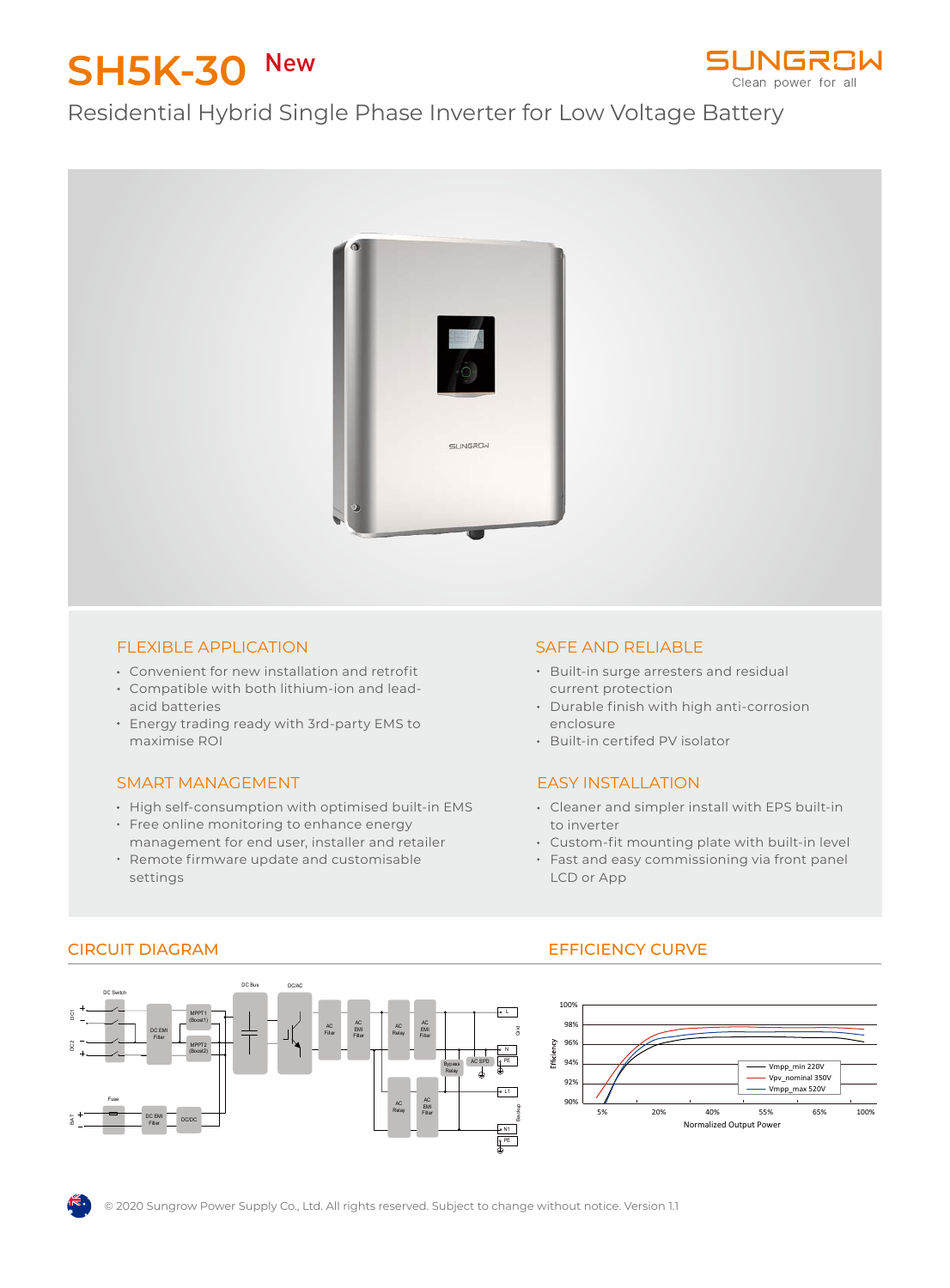# SH5K-30 New

Residential Hybrid Single Phase Inverter for Low Voltage Battery

## FLEXIBLE APPLICATION

- Convenient for new installation and retrofit
- Compatible with both lithium-ion and lead-acid batteries
- Energy trading ready with 3rd-party EMS to maximise ROI

## SAFE AND RELIABLE

- Built-in surge arresters and residual current protection
- Durable finish with high anti-corrosion enclosure
- Built-in certifed PV isolator

## SMART MANAGEMENT

- High self-consumption with optimised built-in EMS
- Free online monitoring to enhance energy management for end user, installer and retailer
- Remote firmware update and customisable settings

## EASY INSTALLATION

- Cleaner and simpler install with EPS built-in to inverter
- Custom-fit mounting plate with built-in level
- Fast and easy commissioning via front panel LCD or App

## CIRCUIT DIAGRAM

## EFFICIENCY CURVE

© 2020 Sungrow Power Supply Co., Ltd. All rights reserved. Subject to change without notice. Version 1.1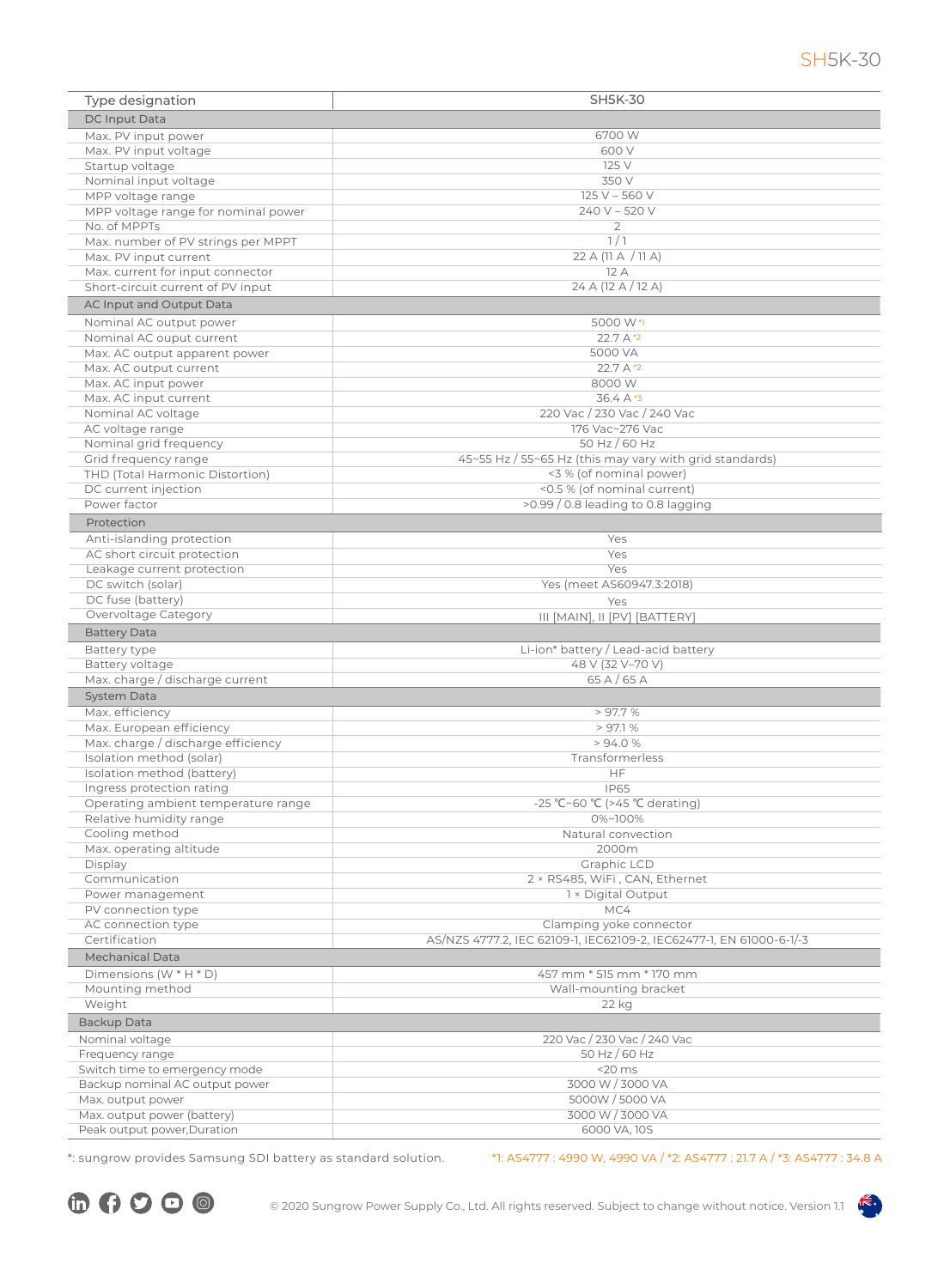# SH5K-30

| Type designation | SH5K-30 |
| --- | --- |
| **DC Input Data** | |
| Max. PV input power | 6700 W |
| Max. PV input voltage | 600 V |
| Startup voltage | 125 V |
| Nominal input voltage | 350 V |
| MPP voltage range | 125 V – 560 V |
| MPP voltage range for nominal power | 240 V – 520 V |
| No. of MPPTs | 2 |
| Max. number of PV strings per MPPT | 1 / 1 |
| Max. PV input current | 22 A (11 A / 11 A) |
| Max. current for input connector | 12 A |
| Short-circuit current of PV input | 24 A (12 A / 12 A) |
| **AC Input and Output Data** | |
| Nominal AC output power | 5000 W *1 |
| Nominal AC ouput current | 22.7 A *2 |
| Max. AC output apparent power | 5000 VA |
| Max. AC output current | 22.7 A *2 |
| Max. AC input power | 8000 W |
| Max. AC input current | 36.4 A *3 |
| Nominal AC voltage | 220 Vac / 230 Vac / 240 Vac |
| AC voltage range | 176 Vac~276 Vac |
| Nominal grid frequency | 50 Hz / 60 Hz |
| Grid frequency range | 45~55 Hz / 55~65 Hz (this may vary with grid standards) |
| THD (Total Harmonic Distortion) | <3 % (of nominal power) |
| DC current injection | <0.5 % (of nominal current) |
| Power factor | >0.99 / 0.8 leading to 0.8 lagging |
| **Protection** | |
| Anti-islanding protection | Yes |
| AC short circuit protection | Yes |
| Leakage current protection | Yes |
| DC switch (solar) | Yes (meet AS60947.3:2018) |
| DC fuse (battery) | Yes |
| Overvoltage Category | III [MAIN], II [PV] [BATTERY] |
| **Battery Data** | |
| Battery type | Li-ion* battery / Lead-acid battery |
| Battery voltage | 48 V (32 V–70 V) |
| Max. charge / discharge current | 65 A / 65 A |
| **System Data** | |
| Max. efficiency | > 97.7 % |
| Max. European efficiency | > 97.1 % |
| Max. charge / discharge efficiency | > 94.0 % |
| Isolation method (solar) | Transformerless |
| Isolation method (battery) | HF |
| Ingress protection rating | IP65 |
| Operating ambient temperature range | -25 ℃~60 ℃ (>45 ℃ derating) |
| Relative humidity range | 0%~100% |
| Cooling method | Natural convection |
| Max. operating altitude | 2000m |
| Display | Graphic LCD |
| Communication | 2 × RS485, WiFi , CAN, Ethernet |
| Power management | 1 × Digital Output |
| PV connection type | MC4 |
| AC connection type | Clamping yoke connector |
| Certification | AS/NZS 4777.2, IEC 62109-1, IEC62109-2, IEC62477-1, EN 61000-6-1/-3 |
| **Mechanical Data** | |
| Dimensions (W * H * D) | 457 mm * 515 mm * 170 mm |
| Mounting method | Wall-mounting bracket |
| Weight | 22 kg |
| **Backup Data** | |
| Nominal voltage | 220 Vac / 230 Vac / 240 Vac |
| Frequency range | 50 Hz / 60 Hz |
| Switch time to emergency mode | <20 ms |
| Backup nominal AC output power | 3000 W / 3000 VA |
| Max. output power | 5000W / 5000 VA |
| Max. output power (battery) | 3000 W / 3000 VA |
| Peak output power,Duration | 6000 VA, 10S |

*: sungrow provides Samsung SDI battery as standard solution.

*1: AS4777 : 4990 W, 4990 VA / *2: AS4777 : 21.7 A / *3: AS4777 : 34.8 A

© 2020 Sungrow Power Supply Co., Ltd. All rights reserved. Subject to change without notice. Version 1.1